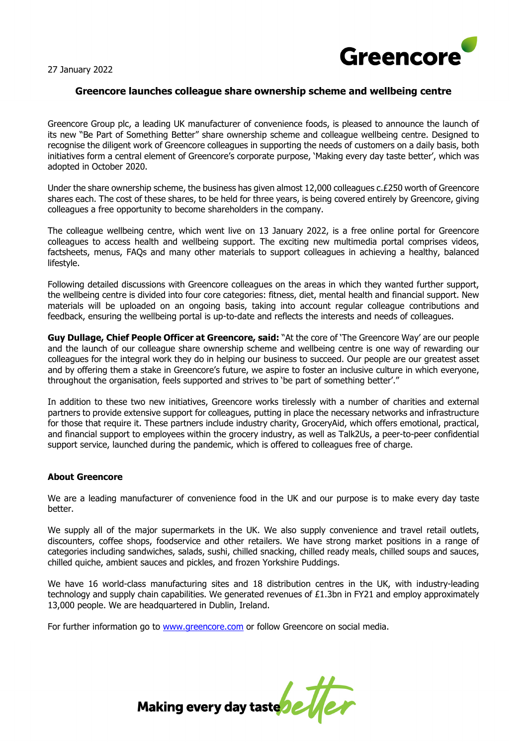27 January 2022

Greencore

# Greencore launches colleague share ownership scheme and wellbeing centre

Greencore Group plc, a leading UK manufacturer of convenience foods, is pleased to announce the launch of its new "Be Part of Something Better" share ownership scheme and colleague wellbeing centre. Designed to recognise the diligent work of Greencore colleagues in supporting the needs of customers on a daily basis, both initiatives form a central element of Greencore's corporate purpose, 'Making every day taste better', which was adopted in October 2020.

Under the share ownership scheme, the business has given almost 12,000 colleagues c.£250 worth of Greencore shares each. The cost of these shares, to be held for three years, is being covered entirely by Greencore, giving colleagues a free opportunity to become shareholders in the company.

The colleague wellbeing centre, which went live on 13 January 2022, is a free online portal for Greencore colleagues to access health and wellbeing support. The exciting new multimedia portal comprises videos, factsheets, menus, FAQs and many other materials to support colleagues in achieving a healthy, balanced lifestyle.

Following detailed discussions with Greencore colleagues on the areas in which they wanted further support, the wellbeing centre is divided into four core categories: fitness, diet, mental health and financial support. New materials will be uploaded on an ongoing basis, taking into account regular colleague contributions and feedback, ensuring the wellbeing portal is up-to-date and reflects the interests and needs of colleagues.

**Guy Dullage, Chief People Officer at Greencore, said:** "At the core of 'The Greencore Way' are our people and the launch of our colleague share ownership scheme and wellbeing centre is one way of rewarding our colleagues for the integral work they do in helping our business to succeed. Our people are our greatest asset and by offering them a stake in Greencore's future, we aspire to foster an inclusive culture in which everyone, throughout the organisation, feels supported and strives to 'be part of something better'."

In addition to these two new initiatives, Greencore works tirelessly with a number of charities and external partners to provide extensive support for colleagues, putting in place the necessary networks and infrastructure for those that require it. These partners include industry charity, GroceryAid, which offers emotional, practical, and financial support to employees within the grocery industry, as well as Talk2Us, a peer-to-peer confidential support service, launched during the pandemic, which is offered to colleagues free of charge.

## About Greencore

We are a leading manufacturer of convenience food in the UK and our purpose is to make every day taste better.

We supply all of the major supermarkets in the UK. We also supply convenience and travel retail outlets, discounters, coffee shops, foodservice and other retailers. We have strong market positions in a range of categories including sandwiches, salads, sushi, chilled snacking, chilled ready meals, chilled soups and sauces, chilled quiche, ambient sauces and pickles, and frozen Yorkshire Puddings.

We have 16 world-class manufacturing sites and 18 distribution centres in the UK, with industry-leading technology and supply chain capabilities. We generated revenues of £1.3bn in FY21 and employ approximately 13,000 people. We are headquartered in Dublin, Ireland.

For further information go to [www.greencore.com](http://www.greencore.com) or follow Greencore on social media.

Making every day taste better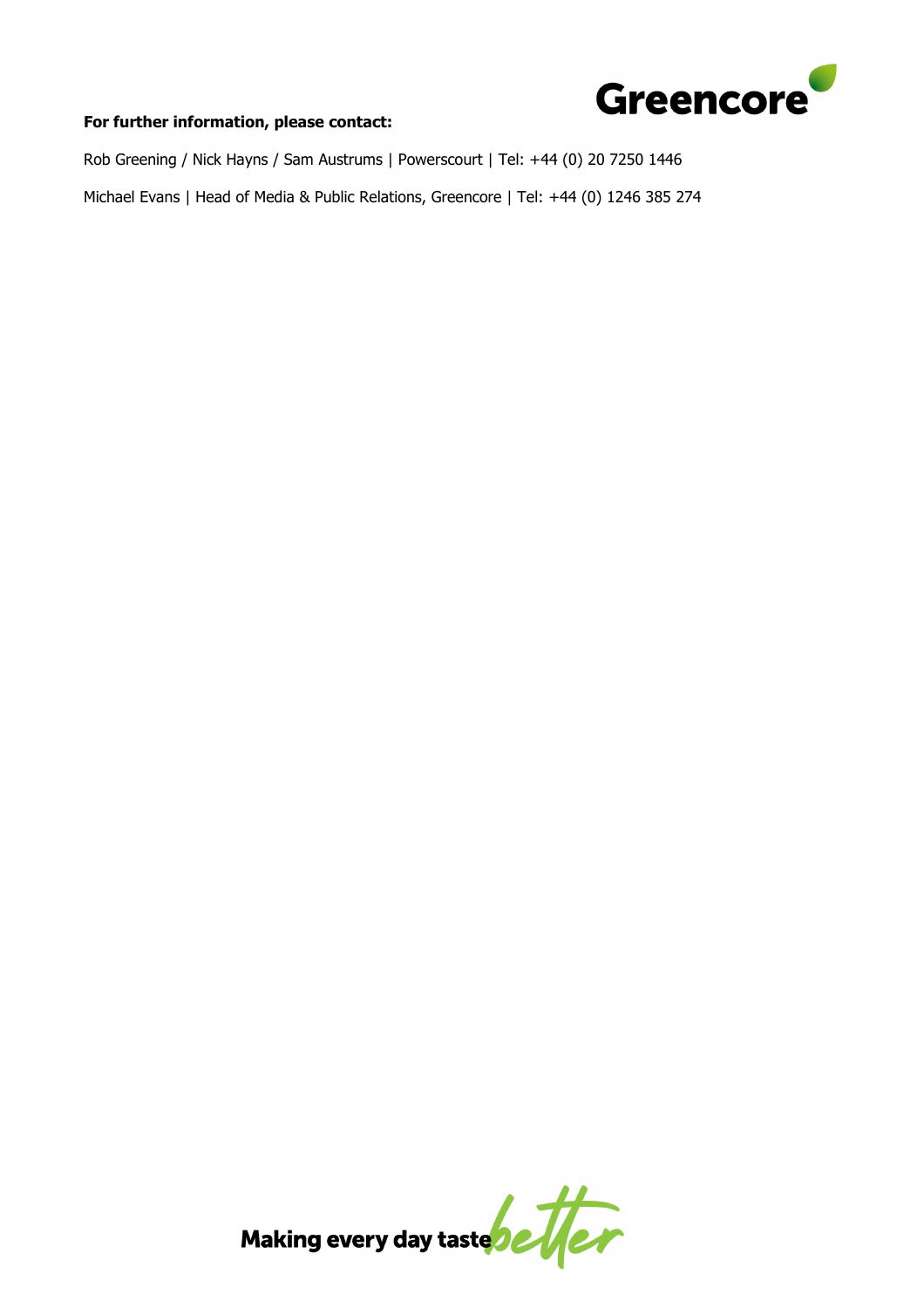**For further information, please contact:**

Rob Greening / Nick Hayns / Sam Austrums | Powerscourt | Tel: +44 (0) 20 7250 1446

Michael Evans | Head of Media & Public Relations, Greencore | Tel: +44 (0) 1246 385 274